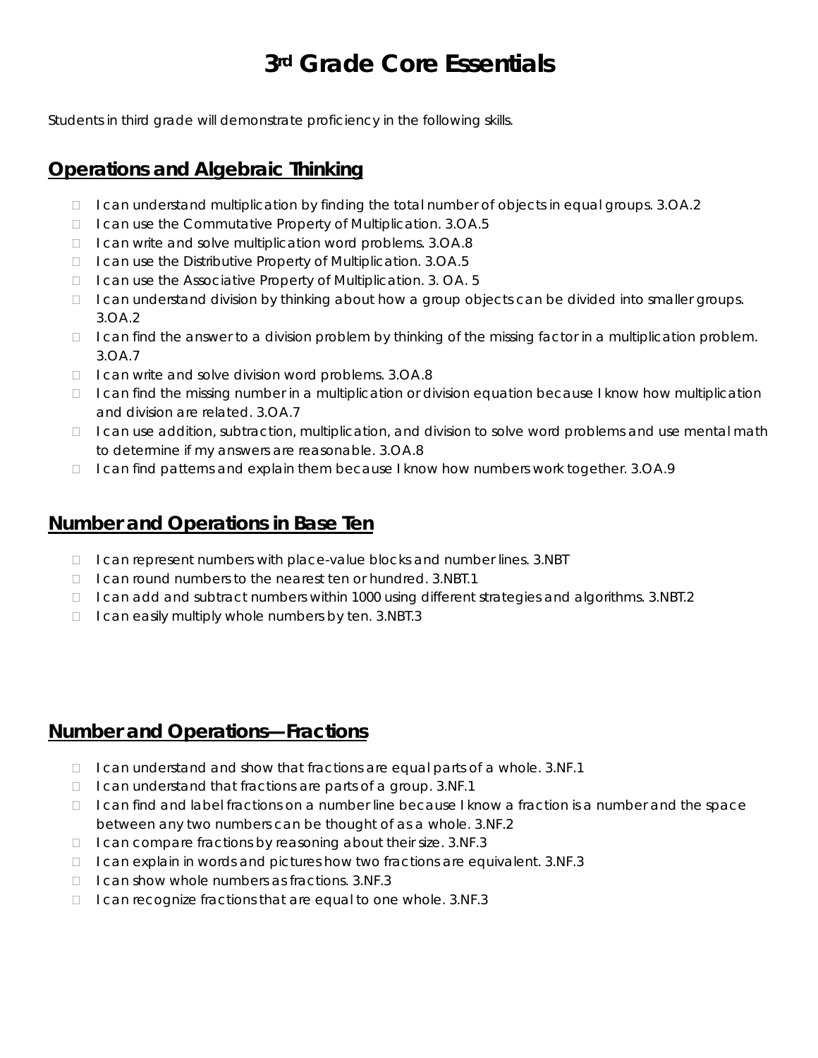# 3rd Grade Core Essentials

Students in third grade will demonstrate proficiency in the following skills.

## Operations and Algebraic Thinking

- I can understand multiplication by finding the total number of objects in equal groups. 3.OA.2
- I can use the Commutative Property of Multiplication. 3.OA.5
- I can write and solve multiplication word problems. 3.OA.8
- I can use the Distributive Property of Multiplication. 3.OA.5
- I can use the Associative Property of Multiplication. 3. OA. 5
- I can understand division by thinking about how a group objects can be divided into smaller groups. 3.OA.2
- I can find the answer to a division problem by thinking of the missing factor in a multiplication problem. 3.OA.7
- I can write and solve division word problems. 3.OA.8
- I can find the missing number in a multiplication or division equation because I know how multiplication and division are related. 3.OA.7
- I can use addition, subtraction, multiplication, and division to solve word problems and use mental math to determine if my answers are reasonable. 3.OA.8
- I can find patterns and explain them because I know how numbers work together. 3.OA.9

## Number and Operations in Base Ten

- I can represent numbers with place-value blocks and number lines. 3.NBT
- I can round numbers to the nearest ten or hundred. 3.NBT.1
- I can add and subtract numbers within 1000 using different strategies and algorithms. 3.NBT.2
- I can easily multiply whole numbers by ten. 3.NBT.3

## Number and Operations—Fractions

- I can understand and show that fractions are equal parts of a whole. 3.NF.1
- I can understand that fractions are parts of a group. 3.NF.1
- I can find and label fractions on a number line because I know a fraction is a number and the space between any two numbers can be thought of as a whole. 3.NF.2
- I can compare fractions by reasoning about their size. 3.NF.3
- I can explain in words and pictures how two fractions are equivalent. 3.NF.3
- I can show whole numbers as fractions. 3.NF.3
- I can recognize fractions that are equal to one whole. 3.NF.3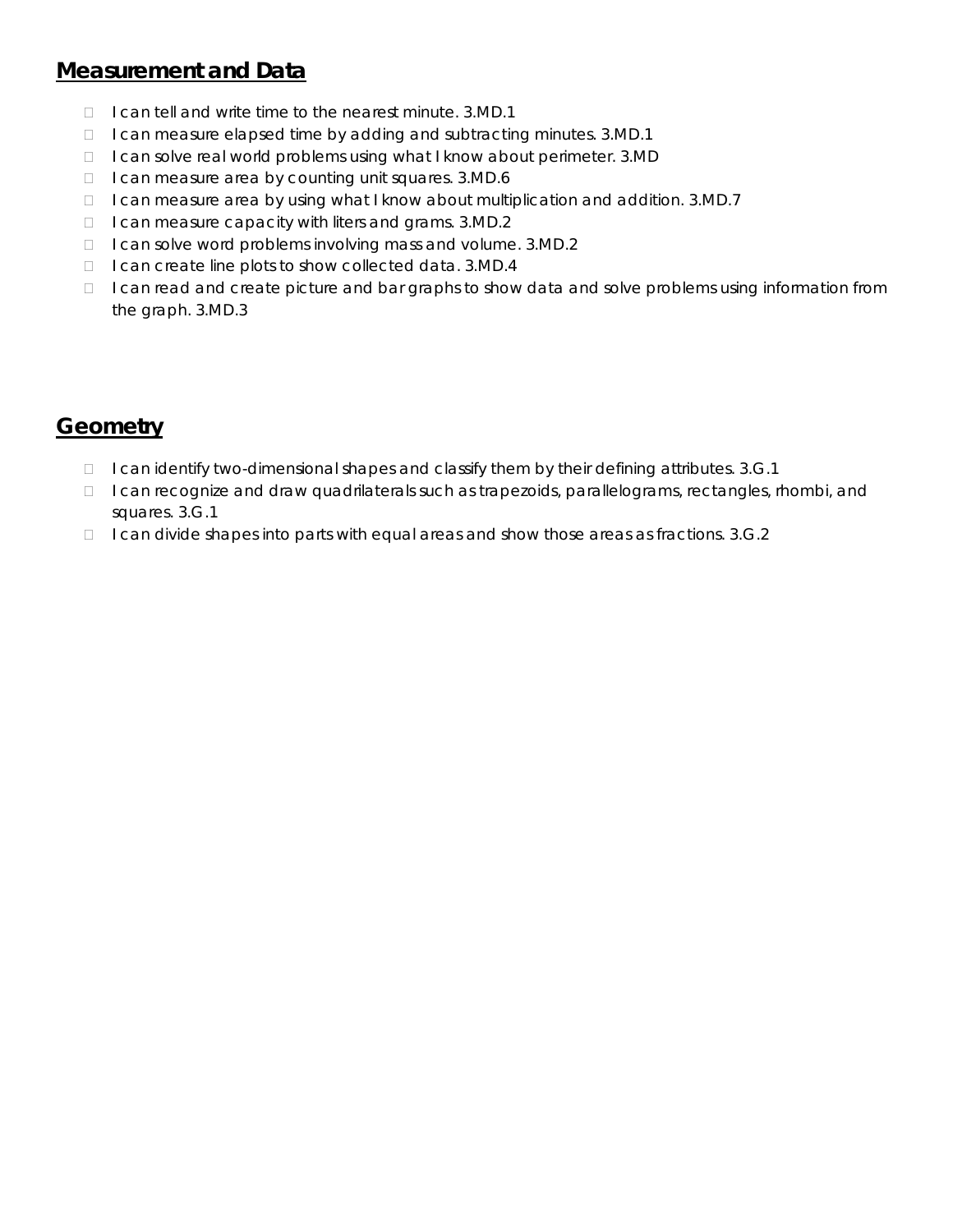## Measurement and Data

- I can tell and write time to the nearest minute. 3.MD.1
- I can measure elapsed time by adding and subtracting minutes. 3.MD.1
- I can solve real world problems using what I know about perimeter. 3.MD
- I can measure area by counting unit squares. 3.MD.6
- I can measure area by using what I know about multiplication and addition. 3.MD.7
- I can measure capacity with liters and grams. 3.MD.2
- I can solve word problems involving mass and volume. 3.MD.2
- I can create line plots to show collected data. 3.MD.4
- I can read and create picture and bar graphs to show data and solve problems using information from the graph. 3.MD.3

## Geometry

- I can identify two-dimensional shapes and classify them by their defining attributes. 3.G.1
- I can recognize and draw quadrilaterals such as trapezoids, parallelograms, rectangles, rhombi, and squares. 3.G.1
- I can divide shapes into parts with equal areas and show those areas as fractions. 3.G.2